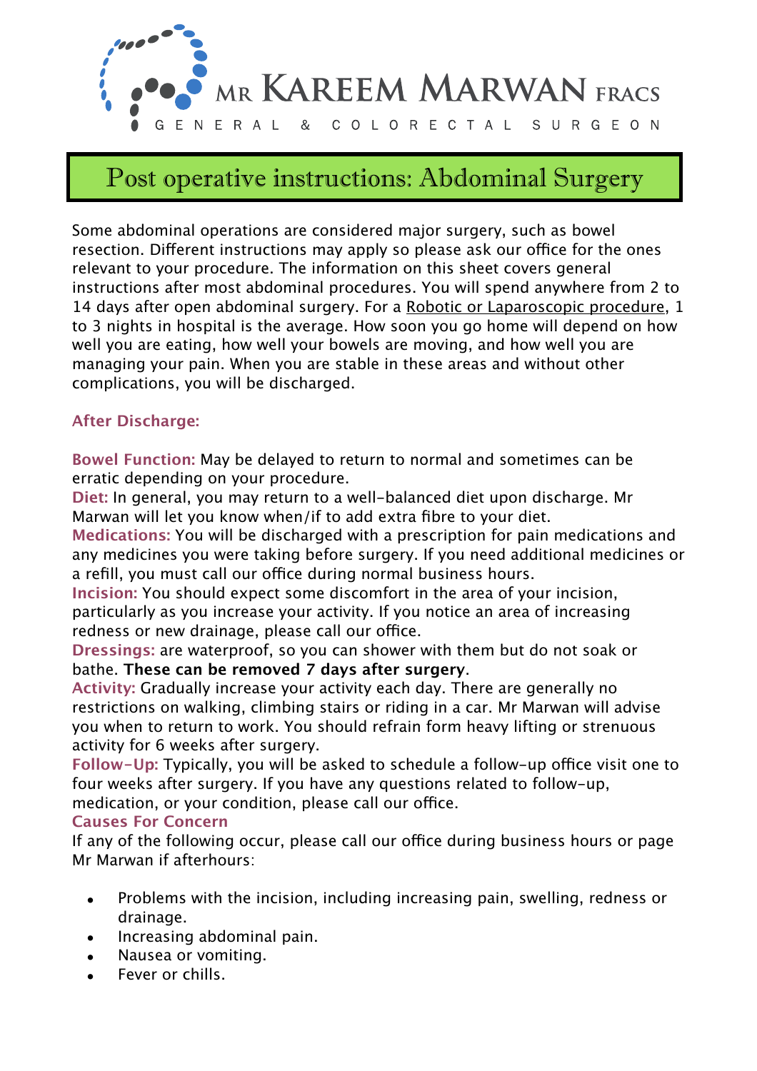# Mr Kareem Marwan FRACS

GENERAL & COLORECTAL SURGEON

## Post operative instructions: Abdominal Surgery

Some abdominal operations are considered major surgery, such as bowel resection. Different instructions may apply so please ask our office for the ones relevant to your procedure. The information on this sheet covers general instructions after most abdominal procedures. You will spend anywhere from 2 to 14 days after open abdominal surgery. For a Robotic or Laparoscopic procedure, 1 to 3 nights in hospital is the average. How soon you go home will depend on how well you are eating, how well your bowels are moving, and how well you are managing your pain. When you are stable in these areas and without other complications, you will be discharged.

### After Discharge:

**Bowel Function:** May be delayed to return to normal and sometimes can be erratic depending on your procedure.
**Diet:** In general, you may return to a well-balanced diet upon discharge. Mr Marwan will let you know when/if to add extra fibre to your diet.
**Medications:** You will be discharged with a prescription for pain medications and any medicines you were taking before surgery. If you need additional medicines or a refill, you must call our office during normal business hours.
**Incision:** You should expect some discomfort in the area of your incision, particularly as you increase your activity. If you notice an area of increasing redness or new drainage, please call our office.
**Dressings:** are waterproof, so you can shower with them but do not soak or bathe. **These can be removed 7 days after surgery**.
**Activity:** Gradually increase your activity each day. There are generally no restrictions on walking, climbing stairs or riding in a car. Mr Marwan will advise you when to return to work. You should refrain form heavy lifting or strenuous activity for 6 weeks after surgery.
**Follow-Up:** Typically, you will be asked to schedule a follow-up office visit one to four weeks after surgery. If you have any questions related to follow-up, medication, or your condition, please call our office.

### Causes For Concern

If any of the following occur, please call our office during business hours or page Mr Marwan if afterhours:

- Problems with the incision, including increasing pain, swelling, redness or drainage.
- Increasing abdominal pain.
- Nausea or vomiting.
- Fever or chills.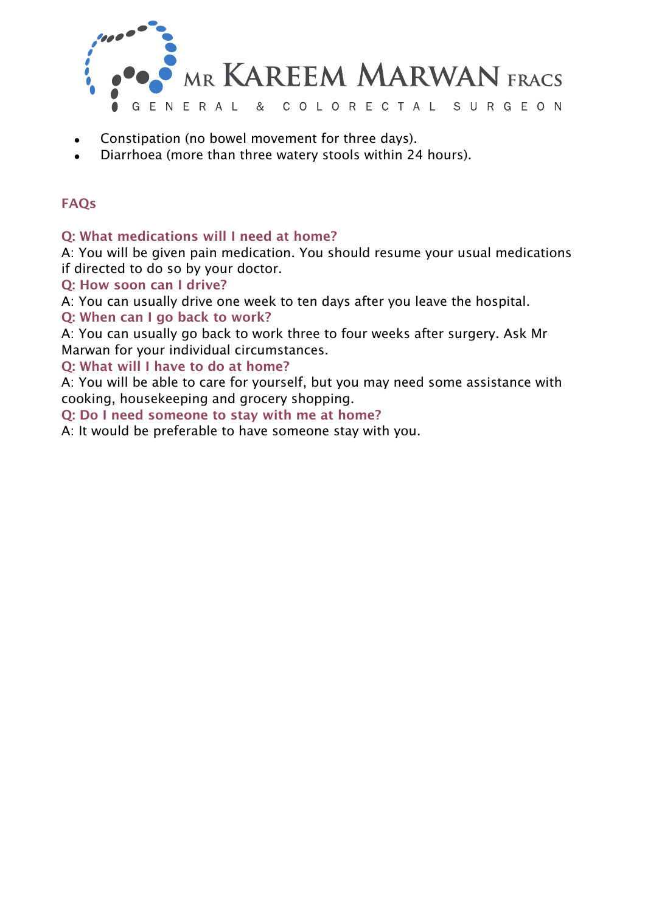- Constipation (no bowel movement for three days).
- Diarrhoea (more than three watery stools within 24 hours).

## FAQs

**Q: What medications will I need at home?**

A: You will be given pain medication. You should resume your usual medications if directed to do so by your doctor.

**Q: How soon can I drive?**

A: You can usually drive one week to ten days after you leave the hospital.

**Q: When can I go back to work?**

A: You can usually go back to work three to four weeks after surgery. Ask Mr Marwan for your individual circumstances.

**Q: What will I have to do at home?**

A: You will be able to care for yourself, but you may need some assistance with cooking, housekeeping and grocery shopping.

**Q: Do I need someone to stay with me at home?**

A: It would be preferable to have someone stay with you.